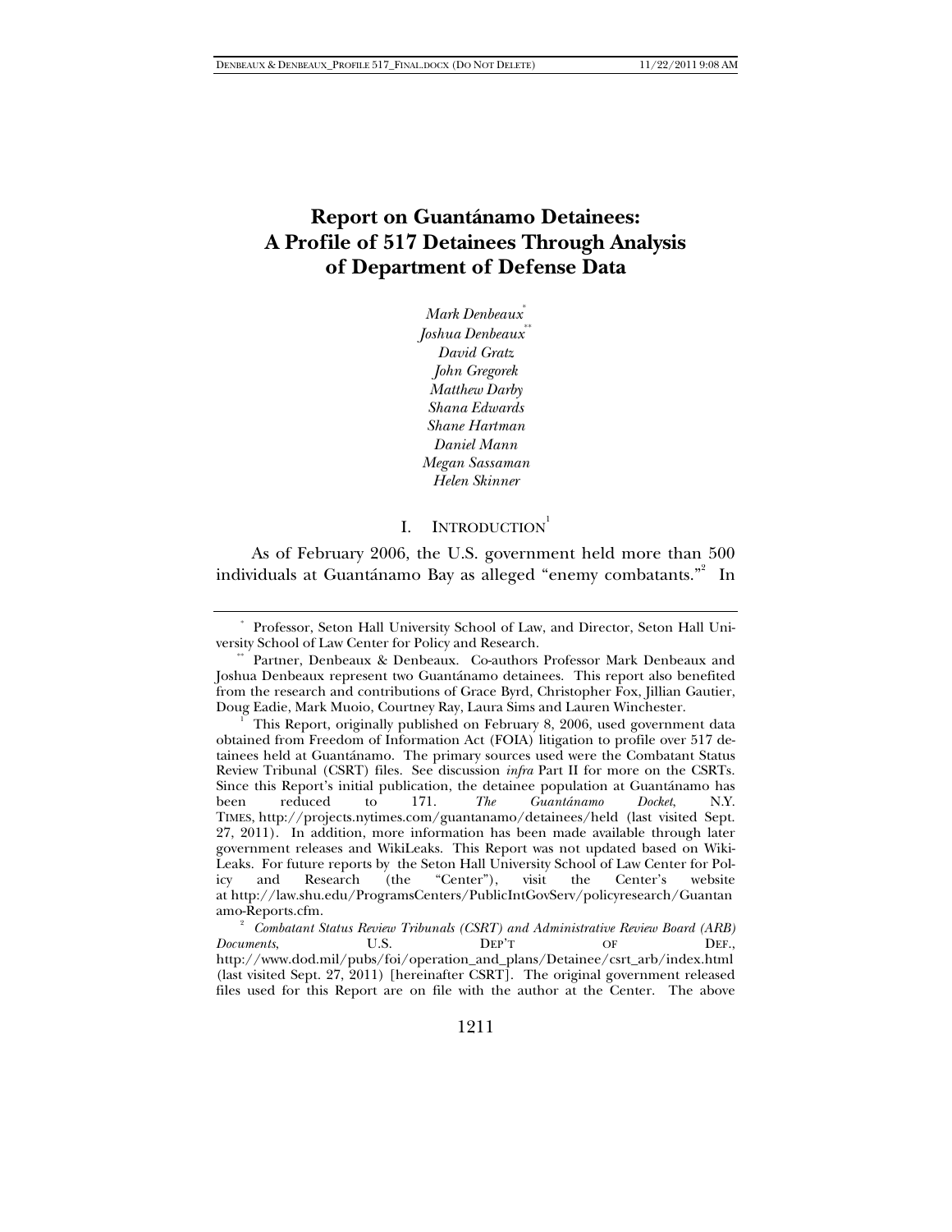# Report on Guantánamo Detainees: A Profile of 517 Detainees Through Analysis of Department of Defense Data

*Mark Denbeaux*[*]
*Joshua Denbeaux*[**]
*David Gratz*
*John Gregorek*
*Matthew Darby*
*Shana Edwards*
*Shane Hartman*
*Daniel Mann*
*Megan Sassaman*
*Helen Skinner*

## I. INTRODUCTION[1]

As of February 2006, the U.S. government held more than 500 individuals at Guantánamo Bay as alleged "enemy combatants."[2] In

---

[*] Professor, Seton Hall University School of Law, and Director, Seton Hall University School of Law Center for Policy and Research.

[**] Partner, Denbeaux & Denbeaux. Co-authors Professor Mark Denbeaux and Joshua Denbeaux represent two Guantánamo detainees. This report also benefited from the research and contributions of Grace Byrd, Christopher Fox, Jillian Gautier, Doug Eadie, Mark Muoio, Courtney Ray, Laura Sims and Lauren Winchester.

[1] This Report, originally published on February 8, 2006, used government data obtained from Freedom of Information Act (FOIA) litigation to profile over 517 detainees held at Guantánamo. The primary sources used were the Combatant Status Review Tribunal (CSRT) files. See discussion *infra* Part II for more on the CSRTs. Since this Report's initial publication, the detainee population at Guantánamo has been reduced to 171. *The Guantánamo Docket*, N.Y. TIMES, http://projects.nytimes.com/guantanamo/detainees/held (last visited Sept. 27, 2011). In addition, more information has been made available through later government releases and WikiLeaks. This Report was not updated based on WikiLeaks. For future reports by the Seton Hall University School of Law Center for Policy and Research (the "Center"), visit the Center's website at http://law.shu.edu/ProgramsCenters/PublicIntGovServ/policyresearch/Guantanamo-Reports.cfm.

[2] *Combatant Status Review Tribunals (CSRT) and Administrative Review Board (ARB) Documents*, U.S. DEP'T OF DEF., http://www.dod.mil/pubs/foi/operation_and_plans/Detainee/csrt_arb/index.html (last visited Sept. 27, 2011) [hereinafter CSRT]. The original government released files used for this Report are on file with the author at the Center. The above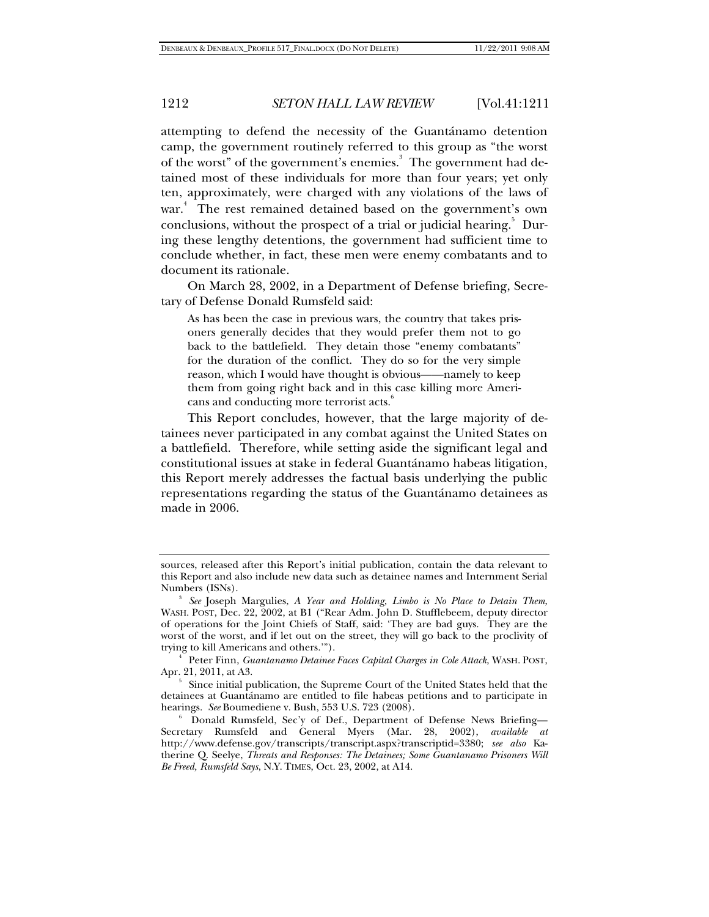attempting to defend the necessity of the Guantánamo detention camp, the government routinely referred to this group as "the worst of the worst" of the government's enemies.[3] The government had detained most of these individuals for more than four years; yet only ten, approximately, were charged with any violations of the laws of war.[4] The rest remained detained based on the government's own conclusions, without the prospect of a trial or judicial hearing.[5] During these lengthy detentions, the government had sufficient time to conclude whether, in fact, these men were enemy combatants and to document its rationale.

On March 28, 2002, in a Department of Defense briefing, Secretary of Defense Donald Rumsfeld said:

> As has been the case in previous wars, the country that takes prisoners generally decides that they would prefer them not to go back to the battlefield. They detain those "enemy combatants" for the duration of the conflict. They do so for the very simple reason, which I would have thought is obvious——namely to keep them from going right back and in this case killing more Americans and conducting more terrorist acts.[6]

This Report concludes, however, that the large majority of detainees never participated in any combat against the United States on a battlefield. Therefore, while setting aside the significant legal and constitutional issues at stake in federal Guantánamo habeas litigation, this Report merely addresses the factual basis underlying the public representations regarding the status of the Guantánamo detainees as made in 2006.

---

sources, released after this Report's initial publication, contain the data relevant to this Report and also include new data such as detainee names and Internment Serial Numbers (ISNs).

[3] *See* Joseph Margulies, *A Year and Holding, Limbo is No Place to Detain Them*, WASH. POST, Dec. 22, 2002, at B1 ("Rear Adm. John D. Stufflebeem, deputy director of operations for the Joint Chiefs of Staff, said: 'They are bad guys. They are the worst of the worst, and if let out on the street, they will go back to the proclivity of trying to kill Americans and others.'").

[4] Peter Finn, *Guantanamo Detainee Faces Capital Charges in Cole Attack*, WASH. POST, Apr. 21, 2011, at A3.

[5] Since initial publication, the Supreme Court of the United States held that the detainees at Guantánamo are entitled to file habeas petitions and to participate in hearings. *See* Boumediene v. Bush, 553 U.S. 723 (2008).

[6] Donald Rumsfeld, Sec'y of Def., Department of Defense News Briefing—Secretary Rumsfeld and General Myers (Mar. 28, 2002), *available at* http://www.defense.gov/transcripts/transcript.aspx?transcriptid=3380; *see also* Katherine Q. Seelye, *Threats and Responses: The Detainees; Some Guantanamo Prisoners Will Be Freed, Rumsfeld Says*, N.Y. TIMES, Oct. 23, 2002, at A14.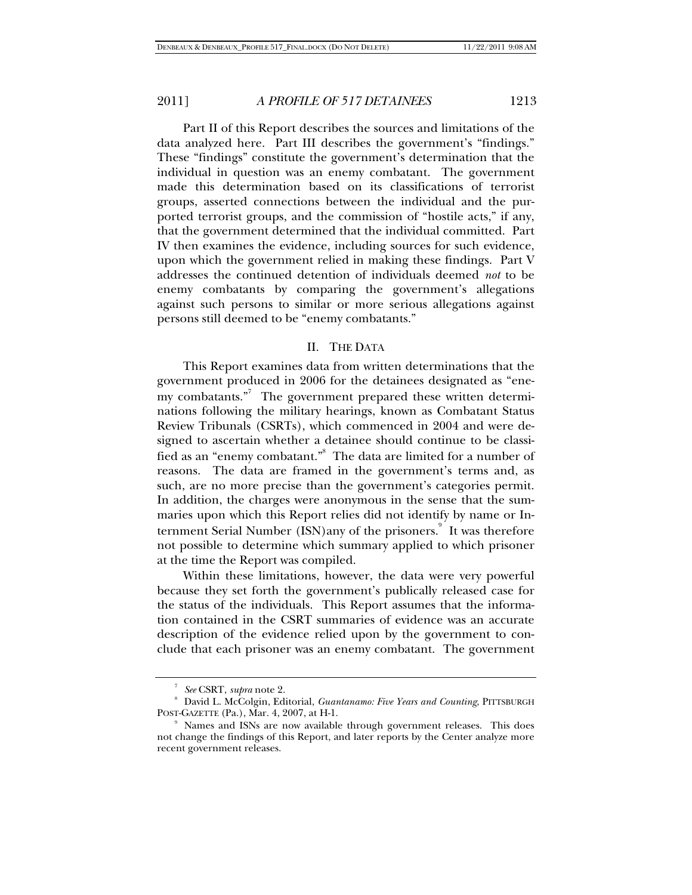Part II of this Report describes the sources and limitations of the data analyzed here. Part III describes the government's "findings." These "findings" constitute the government's determination that the individual in question was an enemy combatant. The government made this determination based on its classifications of terrorist groups, asserted connections between the individual and the purported terrorist groups, and the commission of "hostile acts," if any, that the government determined that the individual committed. Part IV then examines the evidence, including sources for such evidence, upon which the government relied in making these findings. Part V addresses the continued detention of individuals deemed *not* to be enemy combatants by comparing the government's allegations against such persons to similar or more serious allegations against persons still deemed to be "enemy combatants."

## II. THE DATA

This Report examines data from written determinations that the government produced in 2006 for the detainees designated as "enemy combatants."[7] The government prepared these written determinations following the military hearings, known as Combatant Status Review Tribunals (CSRTs), which commenced in 2004 and were designed to ascertain whether a detainee should continue to be classified as an "enemy combatant."[8] The data are limited for a number of reasons. The data are framed in the government's terms and, as such, are no more precise than the government's categories permit. In addition, the charges were anonymous in the sense that the summaries upon which this Report relies did not identify by name or Internment Serial Number (ISN)any of the prisoners.[9] It was therefore not possible to determine which summary applied to which prisoner at the time the Report was compiled.

Within these limitations, however, the data were very powerful because they set forth the government's publically released case for the status of the individuals. This Report assumes that the information contained in the CSRT summaries of evidence was an accurate description of the evidence relied upon by the government to conclude that each prisoner was an enemy combatant. The government

---

[7] *See* CSRT, *supra* note 2.

[8] David L. McColgin, Editorial, *Guantanamo: Five Years and Counting*, PITTSBURGH POST-GAZETTE (Pa.), Mar. 4, 2007, at H-1.

[9] Names and ISNs are now available through government releases. This does not change the findings of this Report, and later reports by the Center analyze more recent government releases.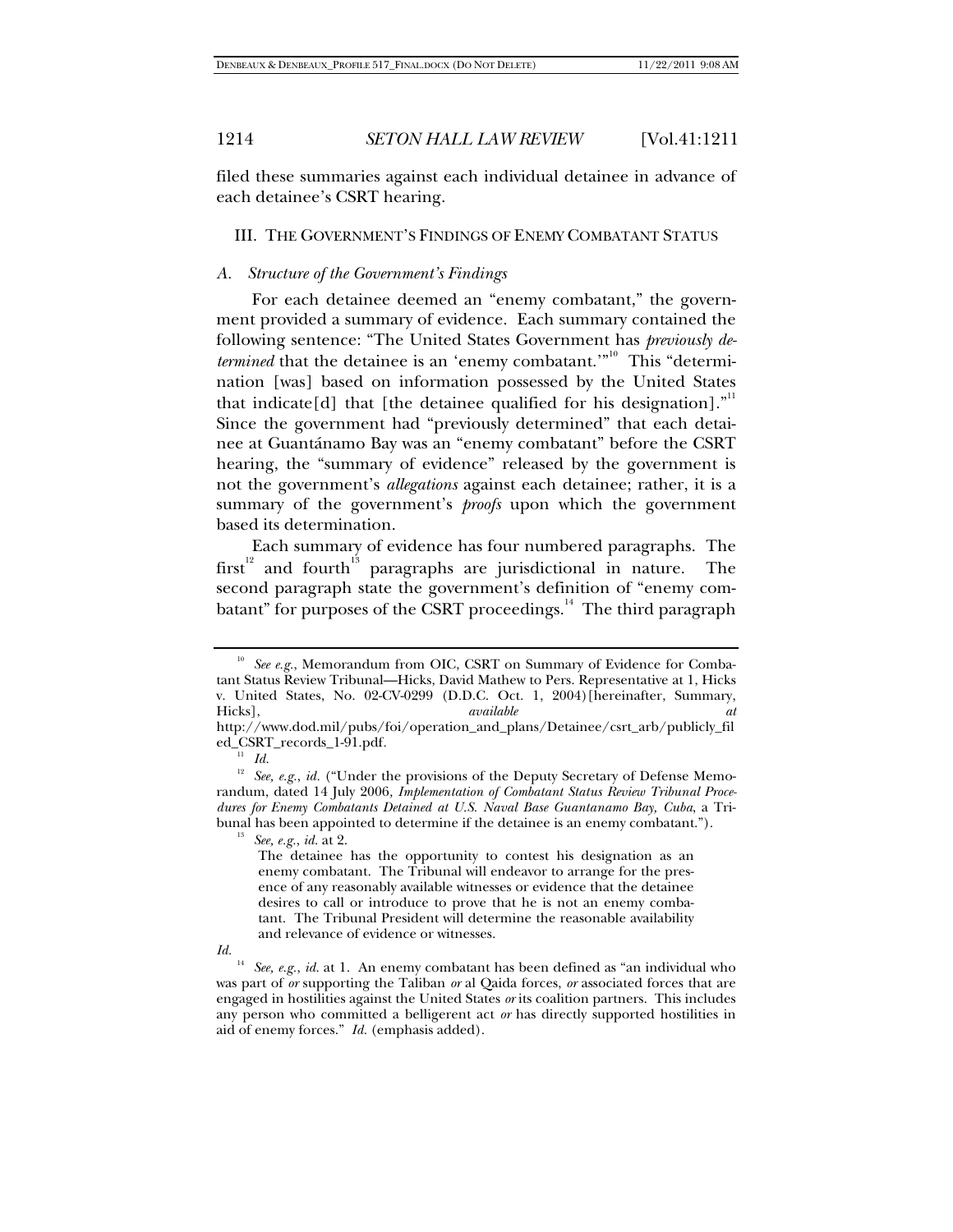filed these summaries against each individual detainee in advance of each detainee's CSRT hearing.

## III. THE GOVERNMENT'S FINDINGS OF ENEMY COMBATANT STATUS

### *A. Structure of the Government's Findings*

For each detainee deemed an "enemy combatant," the government provided a summary of evidence. Each summary contained the following sentence: "The United States Government has *previously determined* that the detainee is an 'enemy combatant.'"[10] This "determination [was] based on information possessed by the United States that indicate[d] that [the detainee qualified for his designation]."[11] Since the government had "previously determined" that each detainee at Guantánamo Bay was an "enemy combatant" before the CSRT hearing, the "summary of evidence" released by the government is not the government's *allegations* against each detainee; rather, it is a summary of the government's *proofs* upon which the government based its determination.

Each summary of evidence has four numbered paragraphs. The first[12] and fourth[13] paragraphs are jurisdictional in nature. The second paragraph state the government's definition of "enemy combatant" for purposes of the CSRT proceedings.[14] The third paragraph

---

[10] *See e.g.*, Memorandum from OIC, CSRT on Summary of Evidence for Combatant Status Review Tribunal—Hicks, David Mathew to Pers. Representative at 1, Hicks v. United States, No. 02-CV-0299 (D.D.C. Oct. 1, 2004)[hereinafter, Summary, Hicks], *available at* http://www.dod.mil/pubs/foi/operation_and_plans/Detainee/csrt_arb/publicly_filed_CSRT_records_1-91.pdf.

[11] *Id.*

[12] *See, e.g.*, *id.* ("Under the provisions of the Deputy Secretary of Defense Memorandum, dated 14 July 2006, *Implementation of Combatant Status Review Tribunal Procedures for Enemy Combatants Detained at U.S. Naval Base Guantanamo Bay, Cuba*, a Tribunal has been appointed to determine if the detainee is an enemy combatant.").

[13] *See, e.g.*, *id.* at 2.

> The detainee has the opportunity to contest his designation as an enemy combatant. The Tribunal will endeavor to arrange for the presence of any reasonably available witnesses or evidence that the detainee desires to call or introduce to prove that he is not an enemy combatant. The Tribunal President will determine the reasonable availability and relevance of evidence or witnesses.

*Id.*

[14] *See, e.g.*, *id.* at 1. An enemy combatant has been defined as "an individual who was part of *or* supporting the Taliban *or* al Qaida forces, *or* associated forces that are engaged in hostilities against the United States *or* its coalition partners. This includes any person who committed a belligerent act *or* has directly supported hostilities in aid of enemy forces." *Id.* (emphasis added).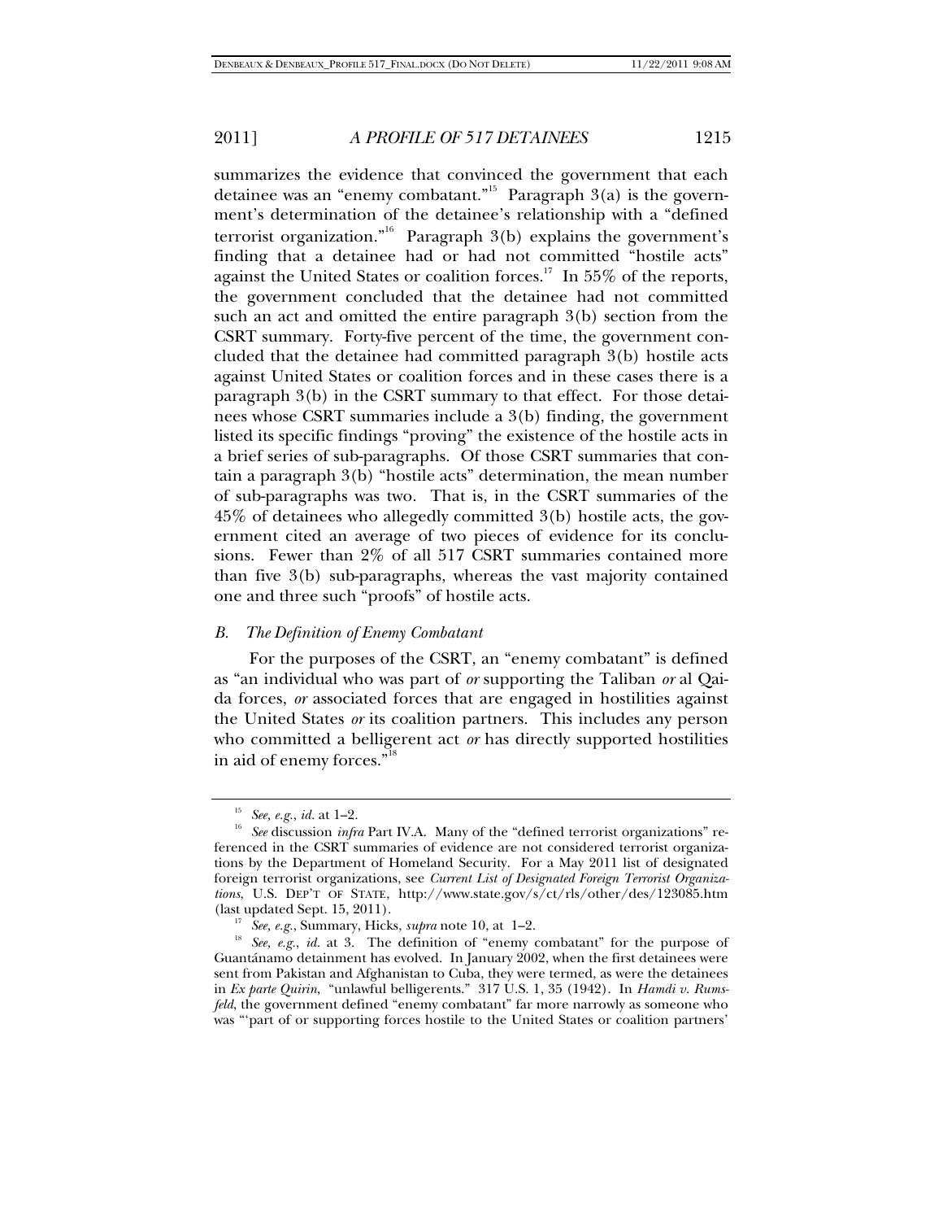summarizes the evidence that convinced the government that each detainee was an "enemy combatant."[15] Paragraph 3(a) is the government's determination of the detainee's relationship with a "defined terrorist organization."[16] Paragraph 3(b) explains the government's finding that a detainee had or had not committed "hostile acts" against the United States or coalition forces.[17] In 55% of the reports, the government concluded that the detainee had not committed such an act and omitted the entire paragraph 3(b) section from the CSRT summary. Forty-five percent of the time, the government concluded that the detainee had committed paragraph 3(b) hostile acts against United States or coalition forces and in these cases there is a paragraph 3(b) in the CSRT summary to that effect. For those detainees whose CSRT summaries include a 3(b) finding, the government listed its specific findings "proving" the existence of the hostile acts in a brief series of sub-paragraphs. Of those CSRT summaries that contain a paragraph 3(b) "hostile acts" determination, the mean number of sub-paragraphs was two. That is, in the CSRT summaries of the 45% of detainees who allegedly committed 3(b) hostile acts, the government cited an average of two pieces of evidence for its conclusions. Fewer than 2% of all 517 CSRT summaries contained more than five 3(b) sub-paragraphs, whereas the vast majority contained one and three such "proofs" of hostile acts.

### *B. The Definition of Enemy Combatant*

For the purposes of the CSRT, an "enemy combatant" is defined as "an individual who was part of *or* supporting the Taliban *or* al Qaida forces, *or* associated forces that are engaged in hostilities against the United States *or* its coalition partners. This includes any person who committed a belligerent act *or* has directly supported hostilities in aid of enemy forces."[18]

---

[15] *See, e.g.*, *id.* at 1–2.

[16] *See* discussion *infra* Part IV.A. Many of the "defined terrorist organizations" referenced in the CSRT summaries of evidence are not considered terrorist organizations by the Department of Homeland Security. For a May 2011 list of designated foreign terrorist organizations, see *Current List of Designated Foreign Terrorist Organizations*, U.S. DEP'T OF STATE, http://www.state.gov/s/ct/rls/other/des/123085.htm (last updated Sept. 15, 2011).

[17] *See, e.g.*, Summary, Hicks, *supra* note 10, at 1–2.

[18] *See, e.g.*, *id.* at 3. The definition of "enemy combatant" for the purpose of Guantánamo detainment has evolved. In January 2002, when the first detainees were sent from Pakistan and Afghanistan to Cuba, they were termed, as were the detainees in *Ex parte Quirin*, "unlawful belligerents." 317 U.S. 1, 35 (1942). In *Hamdi v. Rumsfeld*, the government defined "enemy combatant" far more narrowly as someone who was "'part of or supporting forces hostile to the United States or coalition partners'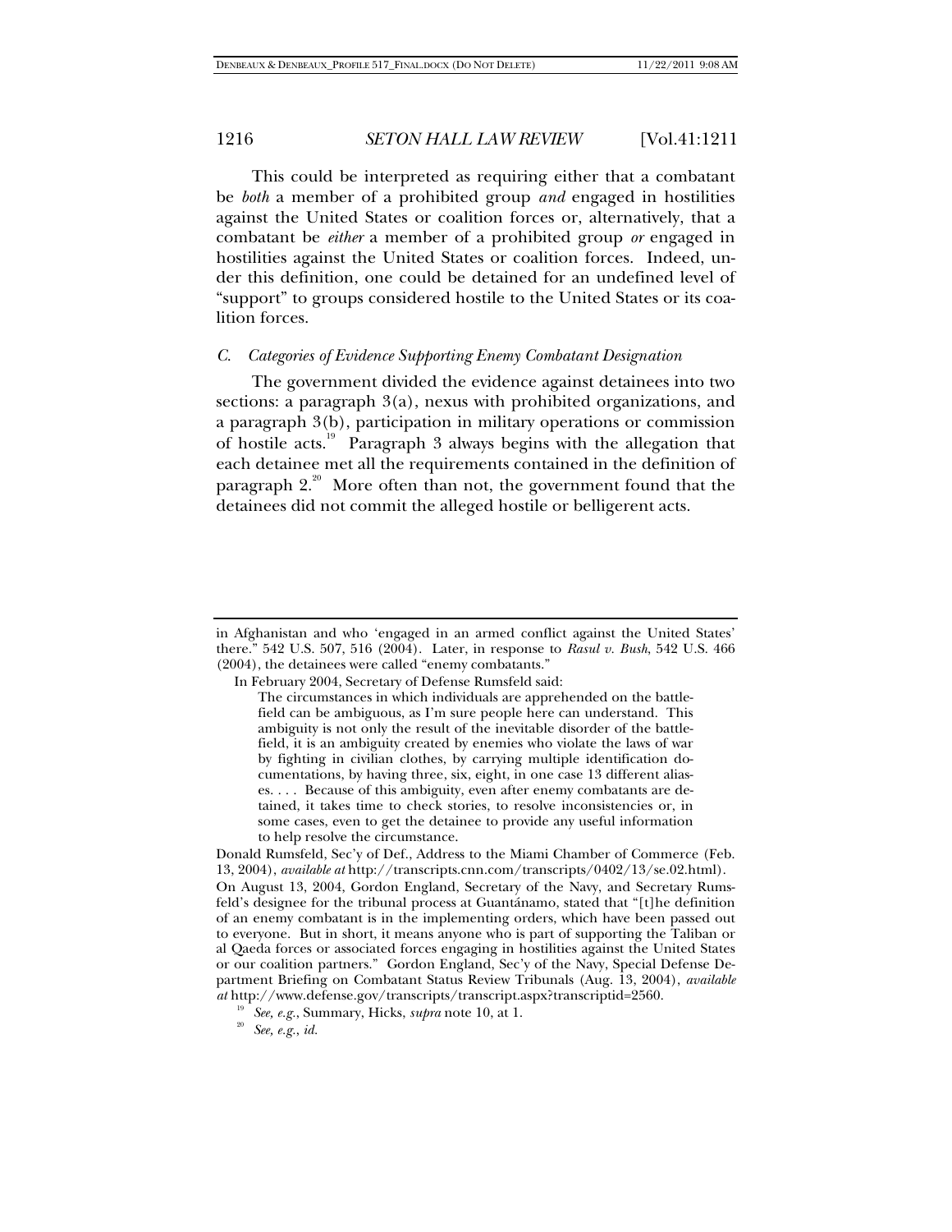This could be interpreted as requiring either that a combatant be *both* a member of a prohibited group *and* engaged in hostilities against the United States or coalition forces or, alternatively, that a combatant be *either* a member of a prohibited group *or* engaged in hostilities against the United States or coalition forces. Indeed, under this definition, one could be detained for an undefined level of "support" to groups considered hostile to the United States or its coalition forces.

### C. *Categories of Evidence Supporting Enemy Combatant Designation*

The government divided the evidence against detainees into two sections: a paragraph 3(a), nexus with prohibited organizations, and a paragraph 3(b), participation in military operations or commission of hostile acts.[19] Paragraph 3 always begins with the allegation that each detainee met all the requirements contained in the definition of paragraph 2.[20] More often than not, the government found that the detainees did not commit the alleged hostile or belligerent acts.

---

in Afghanistan and who 'engaged in an armed conflict against the United States' there." 542 U.S. 507, 516 (2004). Later, in response to *Rasul v. Bush*, 542 U.S. 466 (2004), the detainees were called "enemy combatants."

In February 2004, Secretary of Defense Rumsfeld said:

> The circumstances in which individuals are apprehended on the battlefield can be ambiguous, as I'm sure people here can understand. This ambiguity is not only the result of the inevitable disorder of the battlefield, it is an ambiguity created by enemies who violate the laws of war by fighting in civilian clothes, by carrying multiple identification documentations, by having three, six, eight, in one case 13 different aliases. . . . Because of this ambiguity, even after enemy combatants are detained, it takes time to check stories, to resolve inconsistencies or, in some cases, even to get the detainee to provide any useful information to help resolve the circumstance.

Donald Rumsfeld, Sec'y of Def., Address to the Miami Chamber of Commerce (Feb. 13, 2004), *available at* http://transcripts.cnn.com/transcripts/0402/13/se.02.html). On August 13, 2004, Gordon England, Secretary of the Navy, and Secretary Rumsfeld's designee for the tribunal process at Guantánamo, stated that "[t]he definition of an enemy combatant is in the implementing orders, which have been passed out to everyone. But in short, it means anyone who is part of supporting the Taliban or al Qaeda forces or associated forces engaging in hostilities against the United States or our coalition partners." Gordon England, Sec'y of the Navy, Special Defense Department Briefing on Combatant Status Review Tribunals (Aug. 13, 2004), *available at* http://www.defense.gov/transcripts/transcript.aspx?transcriptid=2560.

[19] *See, e.g.*, Summary, Hicks, *supra* note 10, at 1.

[20] *See, e.g.*, *id.*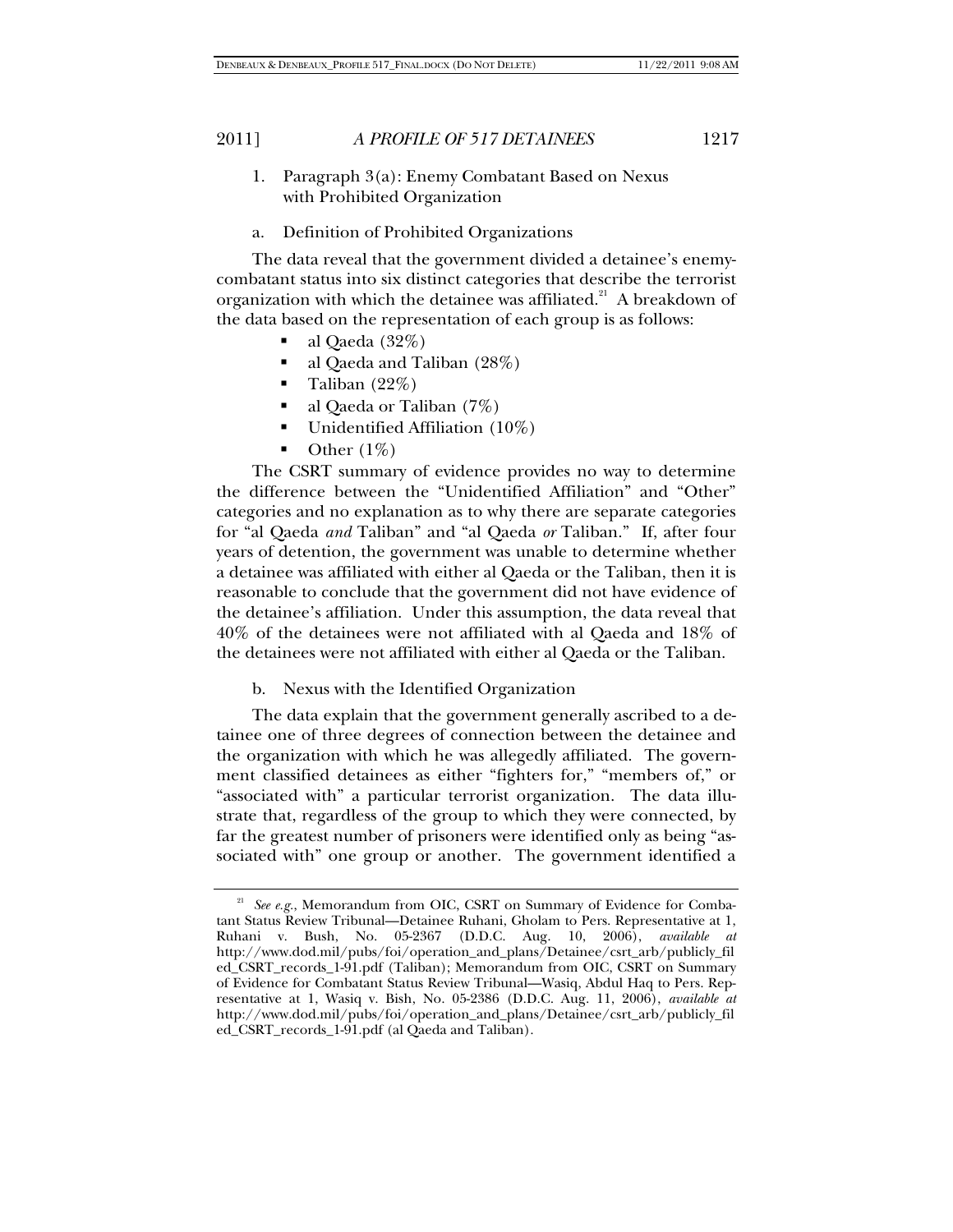### 1. Paragraph 3(a): Enemy Combatant Based on Nexus with Prohibited Organization

#### a. Definition of Prohibited Organizations

The data reveal that the government divided a detainee's enemy-combatant status into six distinct categories that describe the terrorist organization with which the detainee was affiliated.[21] A breakdown of the data based on the representation of each group is as follows:

- al Qaeda (32%)
- al Qaeda and Taliban (28%)
- Taliban (22%)
- al Qaeda or Taliban (7%)
- Unidentified Affiliation (10%)
- Other (1%)

The CSRT summary of evidence provides no way to determine the difference between the "Unidentified Affiliation" and "Other" categories and no explanation as to why there are separate categories for "al Qaeda *and* Taliban" and "al Qaeda *or* Taliban." If, after four years of detention, the government was unable to determine whether a detainee was affiliated with either al Qaeda or the Taliban, then it is reasonable to conclude that the government did not have evidence of the detainee's affiliation. Under this assumption, the data reveal that 40% of the detainees were not affiliated with al Qaeda and 18% of the detainees were not affiliated with either al Qaeda or the Taliban.

#### b. Nexus with the Identified Organization

The data explain that the government generally ascribed to a detainee one of three degrees of connection between the detainee and the organization with which he was allegedly affiliated. The government classified detainees as either "fighters for," "members of," or "associated with" a particular terrorist organization. The data illustrate that, regardless of the group to which they were connected, by far the greatest number of prisoners were identified only as being "associated with" one group or another. The government identified a

---

[21] *See e.g.*, Memorandum from OIC, CSRT on Summary of Evidence for Combatant Status Review Tribunal—Detainee Ruhani, Gholam to Pers. Representative at 1, Ruhani v. Bush, No. 05-2367 (D.D.C. Aug. 10, 2006), *available at* http://www.dod.mil/pubs/foi/operation_and_plans/Detainee/csrt_arb/publicly_filed_CSRT_records_1-91.pdf (Taliban); Memorandum from OIC, CSRT on Summary of Evidence for Combatant Status Review Tribunal—Wasiq, Abdul Haq to Pers. Representative at 1, Wasiq v. Bish, No. 05-2386 (D.D.C. Aug. 11, 2006), *available at* http://www.dod.mil/pubs/foi/operation_and_plans/Detainee/csrt_arb/publicly_filed_CSRT_records_1-91.pdf (al Qaeda and Taliban).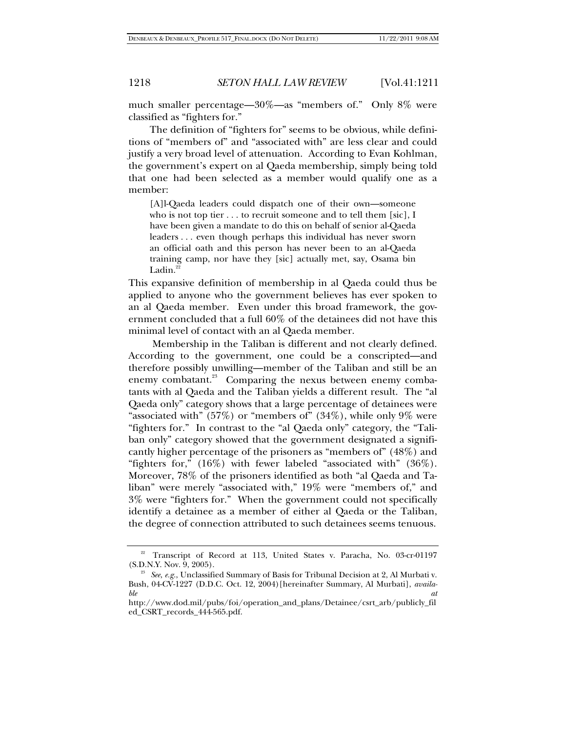much smaller percentage—30%—as "members of." Only 8% were classified as "fighters for."

The definition of "fighters for" seems to be obvious, while definitions of "members of" and "associated with" are less clear and could justify a very broad level of attenuation. According to Evan Kohlman, the government's expert on al Qaeda membership, simply being told that one had been selected as a member would qualify one as a member:

> [A]l-Qaeda leaders could dispatch one of their own—someone who is not top tier . . . to recruit someone and to tell them [sic], I have been given a mandate to do this on behalf of senior al-Qaeda leaders . . . even though perhaps this individual has never sworn an official oath and this person has never been to an al-Qaeda training camp, nor have they [sic] actually met, say, Osama bin Ladin.[22]

This expansive definition of membership in al Qaeda could thus be applied to anyone who the government believes has ever spoken to an al Qaeda member. Even under this broad framework, the government concluded that a full 60% of the detainees did not have this minimal level of contact with an al Qaeda member.

Membership in the Taliban is different and not clearly defined. According to the government, one could be a conscripted—and therefore possibly unwilling—member of the Taliban and still be an enemy combatant.[23] Comparing the nexus between enemy combatants with al Qaeda and the Taliban yields a different result. The "al Qaeda only" category shows that a large percentage of detainees were "associated with" (57%) or "members of" (34%), while only 9% were "fighters for." In contrast to the "al Qaeda only" category, the "Taliban only" category showed that the government designated a significantly higher percentage of the prisoners as "members of" (48%) and "fighters for," (16%) with fewer labeled "associated with" (36%). Moreover, 78% of the prisoners identified as both "al Qaeda and Taliban" were merely "associated with," 19% were "members of," and 3% were "fighters for." When the government could not specifically identify a detainee as a member of either al Qaeda or the Taliban, the degree of connection attributed to such detainees seems tenuous.

---

[22] Transcript of Record at 113, United States v. Paracha, No. 03-cr-01197 (S.D.N.Y. Nov. 9, 2005).

[23] *See, e.g.*, Unclassified Summary of Basis for Tribunal Decision at 2, Al Murbati v. Bush, 04-CV-1227 (D.D.C. Oct. 12, 2004) [hereinafter Summary, Al Murbati], *available at* http://www.dod.mil/pubs/foi/operation_and_plans/Detainee/csrt_arb/publicly_filed_CSRT_records_444-565.pdf.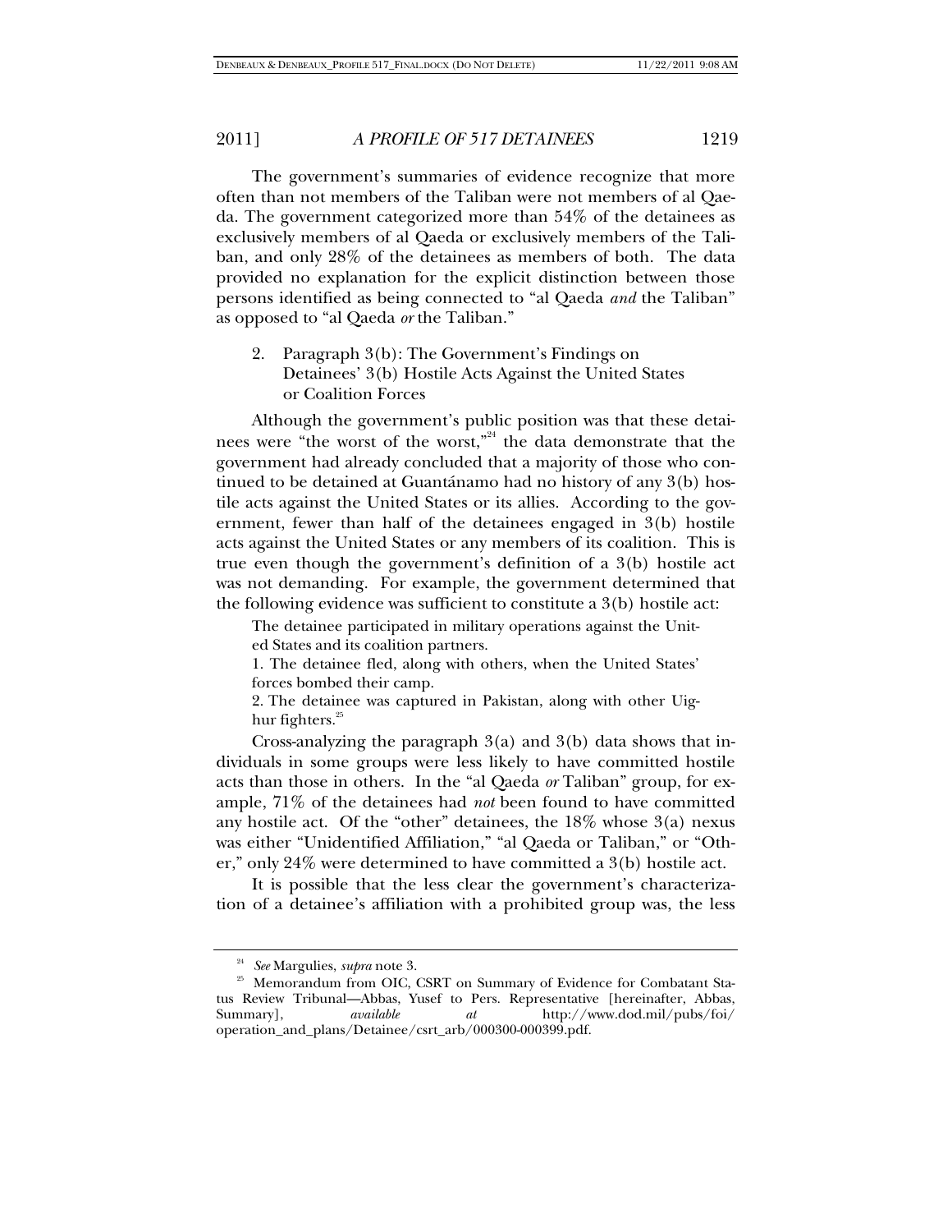The government's summaries of evidence recognize that more often than not members of the Taliban were not members of al Qaeda. The government categorized more than 54% of the detainees as exclusively members of al Qaeda or exclusively members of the Taliban, and only 28% of the detainees as members of both. The data provided no explanation for the explicit distinction between those persons identified as being connected to "al Qaeda *and* the Taliban" as opposed to "al Qaeda *or* the Taliban."

2. Paragraph 3(b): The Government's Findings on Detainees' 3(b) Hostile Acts Against the United States or Coalition Forces

Although the government's public position was that these detainees were "the worst of the worst,"[24] the data demonstrate that the government had already concluded that a majority of those who continued to be detained at Guantánamo had no history of any 3(b) hostile acts against the United States or its allies. According to the government, fewer than half of the detainees engaged in 3(b) hostile acts against the United States or any members of its coalition. This is true even though the government's definition of a 3(b) hostile act was not demanding. For example, the government determined that the following evidence was sufficient to constitute a 3(b) hostile act:

> The detainee participated in military operations against the United States and its coalition partners.
>
> 1. The detainee fled, along with others, when the United States' forces bombed their camp.
>
> 2. The detainee was captured in Pakistan, along with other Uighur fighters.[25]

Cross-analyzing the paragraph 3(a) and 3(b) data shows that individuals in some groups were less likely to have committed hostile acts than those in others. In the "al Qaeda *or* Taliban" group, for example, 71% of the detainees had *not* been found to have committed any hostile act. Of the "other" detainees, the 18% whose 3(a) nexus was either "Unidentified Affiliation," "al Qaeda or Taliban," or "Other," only 24% were determined to have committed a 3(b) hostile act.

It is possible that the less clear the government's characterization of a detainee's affiliation with a prohibited group was, the less

---

[24] *See* Margulies, *supra* note 3.

[25] Memorandum from OIC, CSRT on Summary of Evidence for Combatant Status Review Tribunal—Abbas, Yusef to Pers. Representative [hereinafter, Abbas, Summary], *available at* http://www.dod.mil/pubs/foi/operation_and_plans/Detainee/csrt_arb/000300-000399.pdf.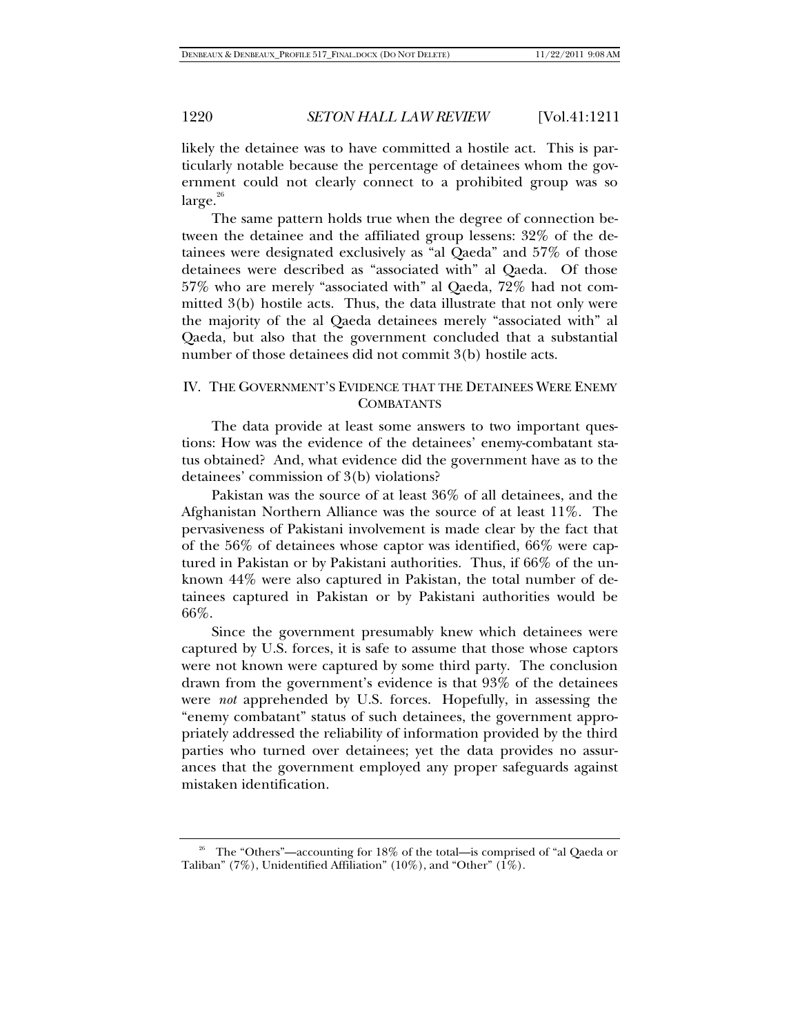likely the detainee was to have committed a hostile act. This is particularly notable because the percentage of detainees whom the government could not clearly connect to a prohibited group was so large.[26]

The same pattern holds true when the degree of connection between the detainee and the affiliated group lessens: 32% of the detainees were designated exclusively as "al Qaeda" and 57% of those detainees were described as "associated with" al Qaeda. Of those 57% who are merely "associated with" al Qaeda, 72% had not committed 3(b) hostile acts. Thus, the data illustrate that not only were the majority of the al Qaeda detainees merely "associated with" al Qaeda, but also that the government concluded that a substantial number of those detainees did not commit 3(b) hostile acts.

## IV. THE GOVERNMENT'S EVIDENCE THAT THE DETAINEES WERE ENEMY COMBATANTS

The data provide at least some answers to two important questions: How was the evidence of the detainees' enemy-combatant status obtained? And, what evidence did the government have as to the detainees' commission of 3(b) violations?

Pakistan was the source of at least 36% of all detainees, and the Afghanistan Northern Alliance was the source of at least 11%. The pervasiveness of Pakistani involvement is made clear by the fact that of the 56% of detainees whose captor was identified, 66% were captured in Pakistan or by Pakistani authorities. Thus, if 66% of the unknown 44% were also captured in Pakistan, the total number of detainees captured in Pakistan or by Pakistani authorities would be 66%.

Since the government presumably knew which detainees were captured by U.S. forces, it is safe to assume that those whose captors were not known were captured by some third party. The conclusion drawn from the government's evidence is that 93% of the detainees were *not* apprehended by U.S. forces. Hopefully, in assessing the "enemy combatant" status of such detainees, the government appropriately addressed the reliability of information provided by the third parties who turned over detainees; yet the data provides no assurances that the government employed any proper safeguards against mistaken identification.

---

[26] The "Others"—accounting for 18% of the total—is comprised of "al Qaeda or Taliban" (7%), Unidentified Affiliation" (10%), and "Other" (1%).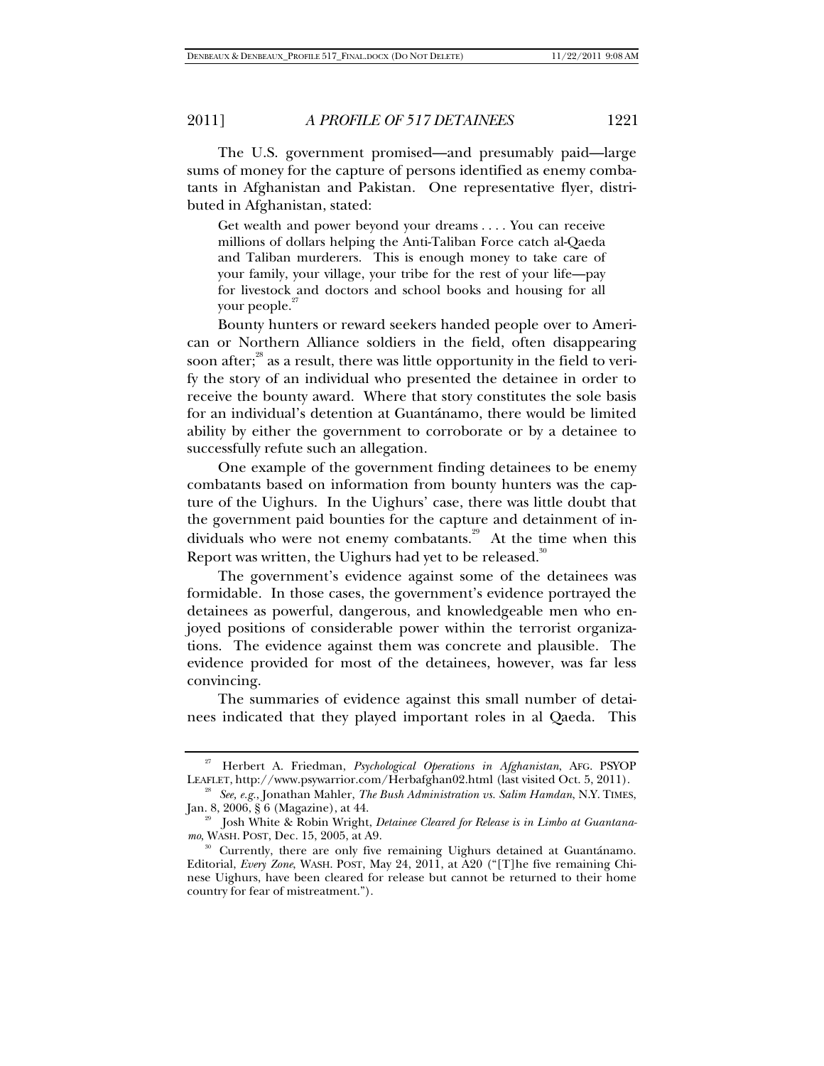The U.S. government promised—and presumably paid—large sums of money for the capture of persons identified as enemy combatants in Afghanistan and Pakistan. One representative flyer, distributed in Afghanistan, stated:

> Get wealth and power beyond your dreams . . . . You can receive millions of dollars helping the Anti-Taliban Force catch al-Qaeda and Taliban murderers. This is enough money to take care of your family, your village, your tribe for the rest of your life—pay for livestock and doctors and school books and housing for all your people.[27]

Bounty hunters or reward seekers handed people over to American or Northern Alliance soldiers in the field, often disappearing soon after;[28] as a result, there was little opportunity in the field to verify the story of an individual who presented the detainee in order to receive the bounty award. Where that story constitutes the sole basis for an individual's detention at Guantánamo, there would be limited ability by either the government to corroborate or by a detainee to successfully refute such an allegation.

One example of the government finding detainees to be enemy combatants based on information from bounty hunters was the capture of the Uighurs. In the Uighurs' case, there was little doubt that the government paid bounties for the capture and detainment of individuals who were not enemy combatants.[29] At the time when this Report was written, the Uighurs had yet to be released.[30]

The government's evidence against some of the detainees was formidable. In those cases, the government's evidence portrayed the detainees as powerful, dangerous, and knowledgeable men who enjoyed positions of considerable power within the terrorist organizations. The evidence against them was concrete and plausible. The evidence provided for most of the detainees, however, was far less convincing.

The summaries of evidence against this small number of detainees indicated that they played important roles in al Qaeda. This

---

[27] Herbert A. Friedman, *Psychological Operations in Afghanistan*, AFG. PSYOP LEAFLET, http://www.psywarrior.com/Herbafghan02.html (last visited Oct. 5, 2011).

[28] *See, e.g.*, Jonathan Mahler, *The Bush Administration vs. Salim Hamdan*, N.Y. TIMES, Jan. 8, 2006, § 6 (Magazine), at 44.

[29] Josh White & Robin Wright, *Detainee Cleared for Release is in Limbo at Guantanamo*, WASH. POST, Dec. 15, 2005, at A9.

[30] Currently, there are only five remaining Uighurs detained at Guantánamo. Editorial, *Every Zone*, WASH. POST, May 24, 2011, at A20 ("[T]he five remaining Chinese Uighurs, have been cleared for release but cannot be returned to their home country for fear of mistreatment.").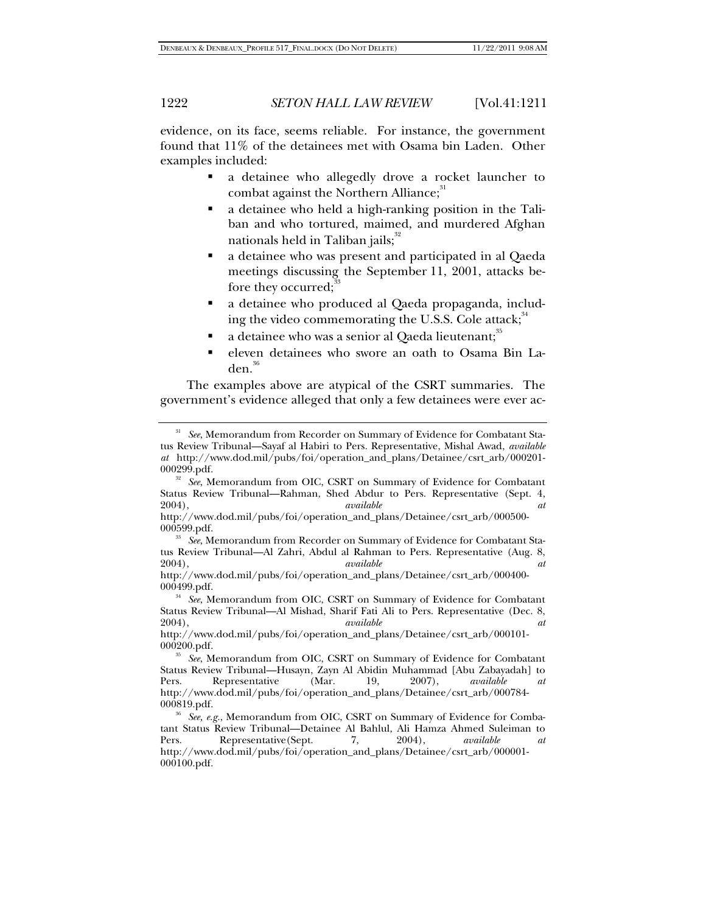evidence, on its face, seems reliable. For instance, the government found that 11% of the detainees met with Osama bin Laden. Other examples included:

- a detainee who allegedly drove a rocket launcher to combat against the Northern Alliance;[31]
- a detainee who held a high-ranking position in the Taliban and who tortured, maimed, and murdered Afghan nationals held in Taliban jails;[32]
- a detainee who was present and participated in al Qaeda meetings discussing the September 11, 2001, attacks before they occurred;[33]
- a detainee who produced al Qaeda propaganda, including the video commemorating the U.S.S. Cole attack;[34]
- a detainee who was a senior al Qaeda lieutenant;[35]
- eleven detainees who swore an oath to Osama Bin Laden.[36]

The examples above are atypical of the CSRT summaries. The government's evidence alleged that only a few detainees were ever ac-

---

[31] *See*, Memorandum from Recorder on Summary of Evidence for Combatant Status Review Tribunal—Sayaf al Habiri to Pers. Representative, Mishal Awad, *available at* http://www.dod.mil/pubs/foi/operation_and_plans/Detainee/csrt_arb/000201-000299.pdf.

[32] *See*, Memorandum from OIC, CSRT on Summary of Evidence for Combatant Status Review Tribunal—Rahman, Shed Abdur to Pers. Representative (Sept. 4, 2004), *available at* http://www.dod.mil/pubs/foi/operation_and_plans/Detainee/csrt_arb/000500-000599.pdf.

[33] *See*, Memorandum from Recorder on Summary of Evidence for Combatant Status Review Tribunal—Al Zahri, Abdul al Rahman to Pers. Representative (Aug. 8, 2004), *available at* http://www.dod.mil/pubs/foi/operation_and_plans/Detainee/csrt_arb/000400-000499.pdf.

[34] *See*, Memorandum from OIC, CSRT on Summary of Evidence for Combatant Status Review Tribunal—Al Mishad, Sharif Fati Ali to Pers. Representative (Dec. 8, 2004), *available at* http://www.dod.mil/pubs/foi/operation_and_plans/Detainee/csrt_arb/000101-000200.pdf.

[35] *See*, Memorandum from OIC, CSRT on Summary of Evidence for Combatant Status Review Tribunal—Husayn, Zayn Al Abidin Muhammad [Abu Zabayadah] to Pers. Representative (Mar. 19, 2007), *available at* http://www.dod.mil/pubs/foi/operation_and_plans/Detainee/csrt_arb/000784-000819.pdf.

[36] *See, e.g.*, Memorandum from OIC, CSRT on Summary of Evidence for Combatant Status Review Tribunal—Detainee Al Bahlul, Ali Hamza Ahmed Suleiman to Pers. Representative (Sept. 7, 2004), *available at* http://www.dod.mil/pubs/foi/operation_and_plans/Detainee/csrt_arb/000001-000100.pdf.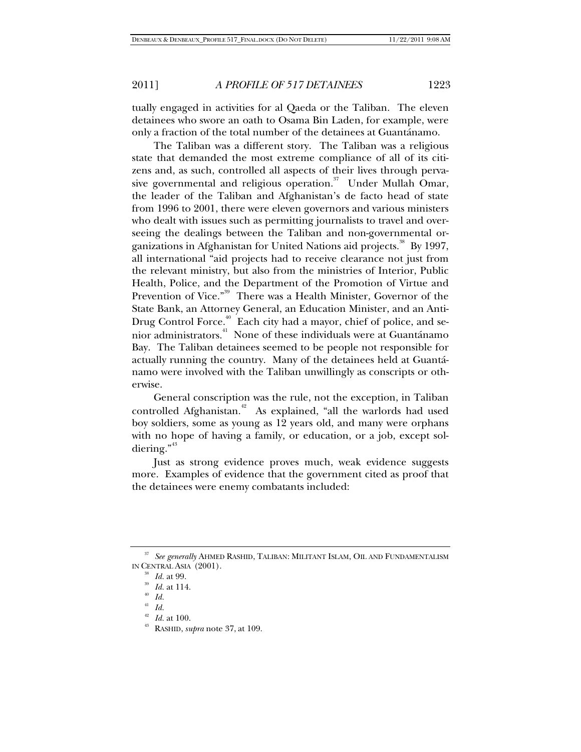tually engaged in activities for al Qaeda or the Taliban. The eleven detainees who swore an oath to Osama Bin Laden, for example, were only a fraction of the total number of the detainees at Guantánamo.

The Taliban was a different story. The Taliban was a religious state that demanded the most extreme compliance of all of its citizens and, as such, controlled all aspects of their lives through pervasive governmental and religious operation.[37] Under Mullah Omar, the leader of the Taliban and Afghanistan's de facto head of state from 1996 to 2001, there were eleven governors and various ministers who dealt with issues such as permitting journalists to travel and overseeing the dealings between the Taliban and non-governmental organizations in Afghanistan for United Nations aid projects.[38] By 1997, all international "aid projects had to receive clearance not just from the relevant ministry, but also from the ministries of Interior, Public Health, Police, and the Department of the Promotion of Virtue and Prevention of Vice."[39] There was a Health Minister, Governor of the State Bank, an Attorney General, an Education Minister, and an Anti-Drug Control Force.[40] Each city had a mayor, chief of police, and senior administrators.[41] None of these individuals were at Guantánamo Bay. The Taliban detainees seemed to be people not responsible for actually running the country. Many of the detainees held at Guantánamo were involved with the Taliban unwillingly as conscripts or otherwise.

General conscription was the rule, not the exception, in Taliban controlled Afghanistan.[42] As explained, "all the warlords had used boy soldiers, some as young as 12 years old, and many were orphans with no hope of having a family, or education, or a job, except soldiering."[43]

Just as strong evidence proves much, weak evidence suggests more. Examples of evidence that the government cited as proof that the detainees were enemy combatants included:

---

[37] *See generally* AHMED RASHID, TALIBAN: MILITANT ISLAM, OIL AND FUNDAMENTALISM IN CENTRAL ASIA (2001).

[38] *Id.* at 99.

[39] *Id.* at 114.

[40] *Id.*

[41] *Id.*

[42] *Id.* at 100.

[43] RASHID, *supra* note 37, at 109.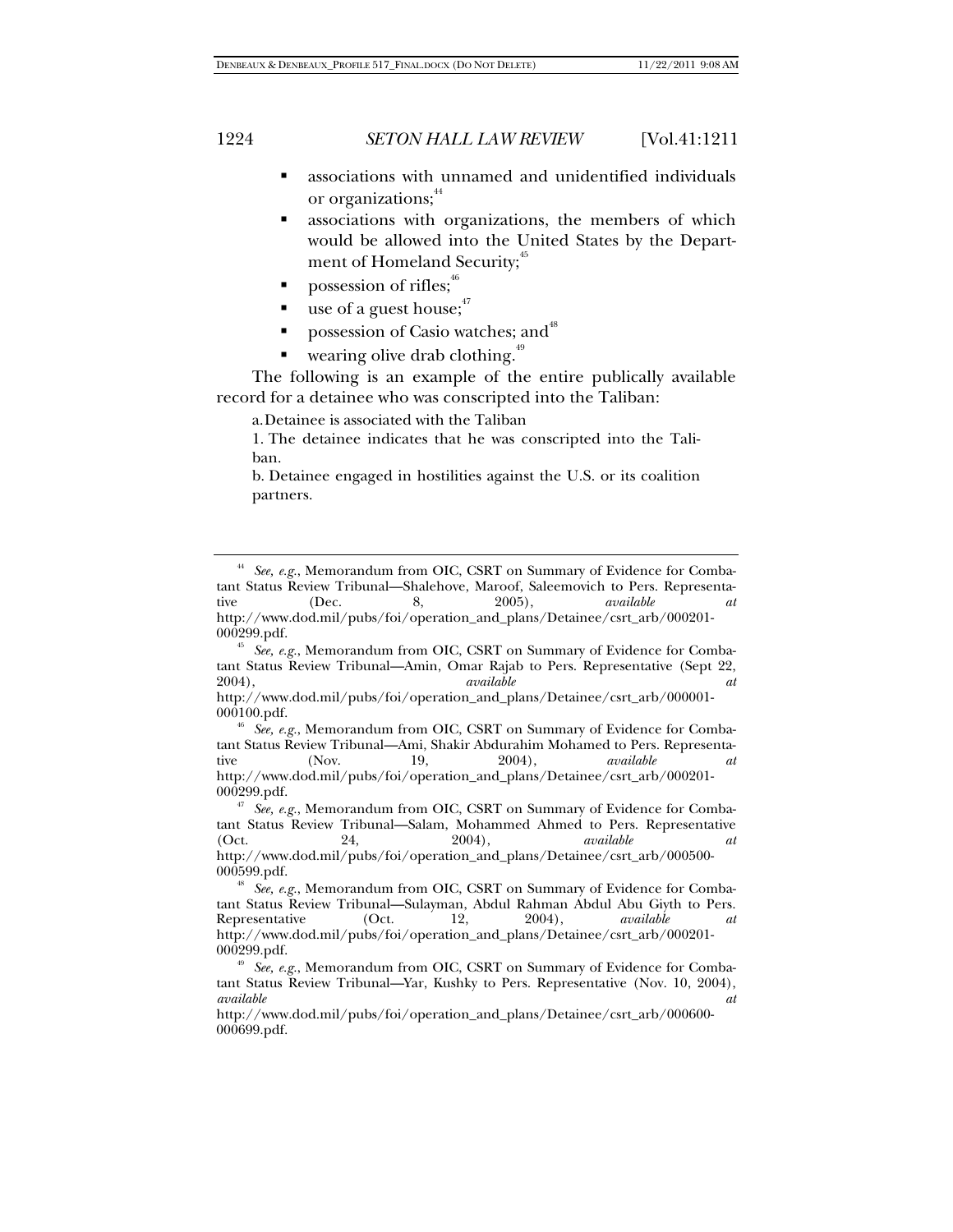- associations with unnamed and unidentified individuals or organizations;[44]
- associations with organizations, the members of which would be allowed into the United States by the Department of Homeland Security;[45]
- possession of rifles;[46]
- use of a guest house;[47]
- possession of Casio watches; and[48]
- wearing olive drab clothing.[49]

The following is an example of the entire publically available record for a detainee who was conscripted into the Taliban:

> a. Detainee is associated with the Taliban
>
> 1. The detainee indicates that he was conscripted into the Taliban.
>
> b. Detainee engaged in hostilities against the U.S. or its coalition partners.

---

[44] *See, e.g.*, Memorandum from OIC, CSRT on Summary of Evidence for Combatant Status Review Tribunal—Shalehove, Maroof, Saleemovich to Pers. Representative (Dec. 8, 2005), *available at* http://www.dod.mil/pubs/foi/operation_and_plans/Detainee/csrt_arb/000201-000299.pdf.

[45] *See, e.g.*, Memorandum from OIC, CSRT on Summary of Evidence for Combatant Status Review Tribunal—Amin, Omar Rajab to Pers. Representative (Sept 22, 2004), *available at* http://www.dod.mil/pubs/foi/operation_and_plans/Detainee/csrt_arb/000001-000100.pdf.

[46] *See, e.g.*, Memorandum from OIC, CSRT on Summary of Evidence for Combatant Status Review Tribunal—Ami, Shakir Abdurahim Mohamed to Pers. Representative (Nov. 19, 2004), *available at* http://www.dod.mil/pubs/foi/operation_and_plans/Detainee/csrt_arb/000201-000299.pdf.

[47] *See, e.g.*, Memorandum from OIC, CSRT on Summary of Evidence for Combatant Status Review Tribunal—Salam, Mohammed Ahmed to Pers. Representative (Oct. 24, 2004), *available at* http://www.dod.mil/pubs/foi/operation_and_plans/Detainee/csrt_arb/000500-000599.pdf.

[48] *See, e.g.*, Memorandum from OIC, CSRT on Summary of Evidence for Combatant Status Review Tribunal—Sulayman, Abdul Rahman Abdul Abu Giyth to Pers. Representative (Oct. 12, 2004), *available at* http://www.dod.mil/pubs/foi/operation_and_plans/Detainee/csrt_arb/000201-000299.pdf.

[49] *See, e.g.*, Memorandum from OIC, CSRT on Summary of Evidence for Combatant Status Review Tribunal—Yar, Kushky to Pers. Representative (Nov. 10, 2004), *available at* http://www.dod.mil/pubs/foi/operation_and_plans/Detainee/csrt_arb/000600-000699.pdf.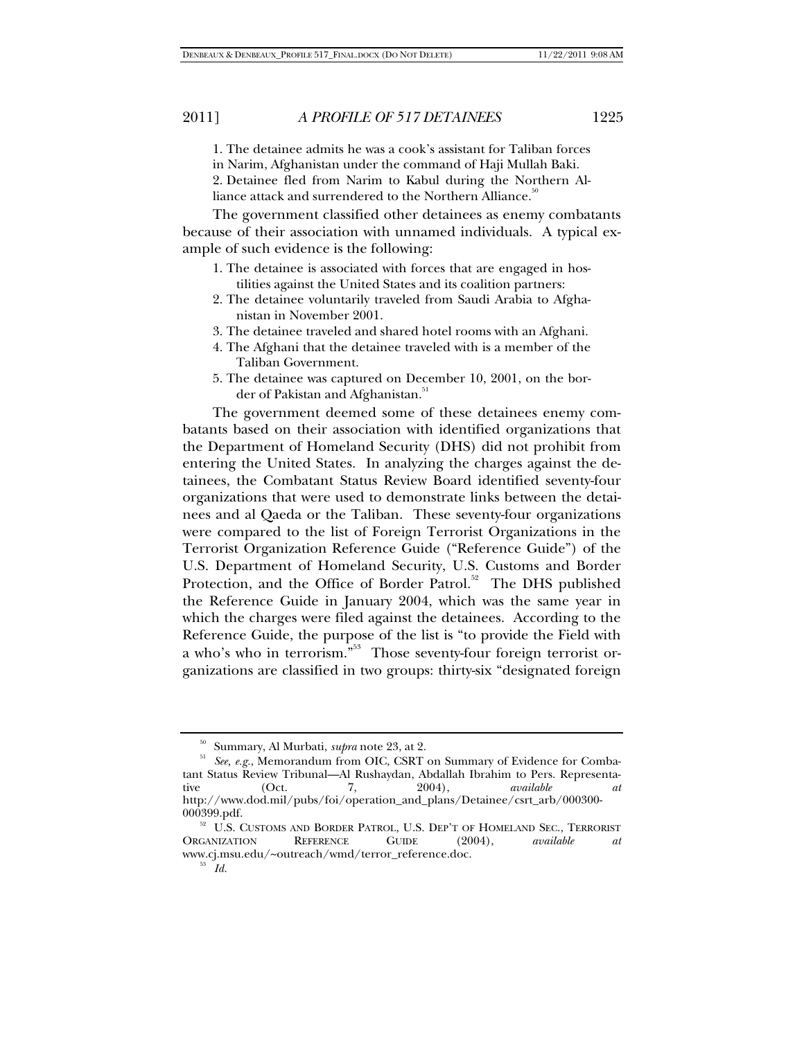1. The detainee admits he was a cook's assistant for Taliban forces in Narim, Afghanistan under the command of Haji Mullah Baki.
2. Detainee fled from Narim to Kabul during the Northern Alliance attack and surrendered to the Northern Alliance.[50]

The government classified other detainees as enemy combatants because of their association with unnamed individuals. A typical example of such evidence is the following:

1. The detainee is associated with forces that are engaged in hostilities against the United States and its coalition partners:
2. The detainee voluntarily traveled from Saudi Arabia to Afghanistan in November 2001.
3. The detainee traveled and shared hotel rooms with an Afghani.
4. The Afghani that the detainee traveled with is a member of the Taliban Government.
5. The detainee was captured on December 10, 2001, on the border of Pakistan and Afghanistan.[51]

The government deemed some of these detainees enemy combatants based on their association with identified organizations that the Department of Homeland Security (DHS) did not prohibit from entering the United States. In analyzing the charges against the detainees, the Combatant Status Review Board identified seventy-four organizations that were used to demonstrate links between the detainees and al Qaeda or the Taliban. These seventy-four organizations were compared to the list of Foreign Terrorist Organizations in the Terrorist Organization Reference Guide ("Reference Guide") of the U.S. Department of Homeland Security, U.S. Customs and Border Protection, and the Office of Border Patrol.[52] The DHS published the Reference Guide in January 2004, which was the same year in which the charges were filed against the detainees. According to the Reference Guide, the purpose of the list is "to provide the Field with a who's who in terrorism."[53] Those seventy-four foreign terrorist organizations are classified in two groups: thirty-six "designated foreign

---

[50] Summary, Al Murbati, *supra* note 23, at 2.

[51] *See, e.g.*, Memorandum from OIC, CSRT on Summary of Evidence for Combatant Status Review Tribunal—Al Rushaydan, Abdallah Ibrahim to Pers. Representative (Oct. 7, 2004), *available at* http://www.dod.mil/pubs/foi/operation_and_plans/Detainee/csrt_arb/000300-000399.pdf.

[52] U.S. CUSTOMS AND BORDER PATROL, U.S. DEP'T OF HOMELAND SEC., TERRORIST ORGANIZATION REFERENCE GUIDE (2004), *available at* www.cj.msu.edu/~outreach/wmd/terror_reference.doc.

[53] *Id.*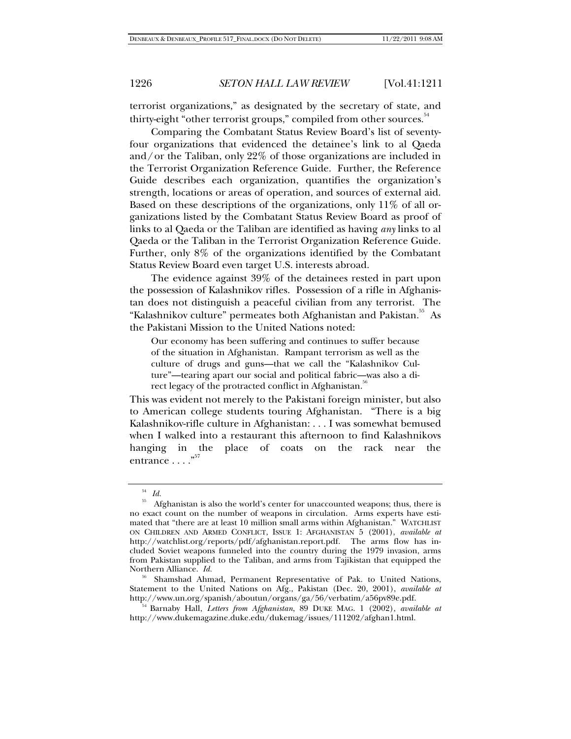terrorist organizations," as designated by the secretary of state, and thirty-eight "other terrorist groups," compiled from other sources.[54]

Comparing the Combatant Status Review Board's list of seventy-four organizations that evidenced the detainee's link to al Qaeda and/or the Taliban, only 22% of those organizations are included in the Terrorist Organization Reference Guide. Further, the Reference Guide describes each organization, quantifies the organization's strength, locations or areas of operation, and sources of external aid. Based on these descriptions of the organizations, only 11% of all organizations listed by the Combatant Status Review Board as proof of links to al Qaeda or the Taliban are identified as having *any* links to al Qaeda or the Taliban in the Terrorist Organization Reference Guide. Further, only 8% of the organizations identified by the Combatant Status Review Board even target U.S. interests abroad.

The evidence against 39% of the detainees rested in part upon the possession of Kalashnikov rifles. Possession of a rifle in Afghanistan does not distinguish a peaceful civilian from any terrorist. The "Kalashnikov culture" permeates both Afghanistan and Pakistan.[55] As the Pakistani Mission to the United Nations noted:

> Our economy has been suffering and continues to suffer because of the situation in Afghanistan. Rampant terrorism as well as the culture of drugs and guns—that we call the "Kalashnikov Culture"—tearing apart our social and political fabric—was also a direct legacy of the protracted conflict in Afghanistan.[56]

This was evident not merely to the Pakistani foreign minister, but also to American college students touring Afghanistan. "There is a big Kalashnikov-rifle culture in Afghanistan: . . . I was somewhat bemused when I walked into a restaurant this afternoon to find Kalashnikovs hanging in the place of coats on the rack near the entrance . . . ."[57]

---

[54] *Id.*

[55] Afghanistan is also the world's center for unaccounted weapons; thus, there is no exact count on the number of weapons in circulation. Arms experts have estimated that "there are at least 10 million small arms within Afghanistan." WATCHLIST ON CHILDREN AND ARMED CONFLICT, ISSUE 1: AFGHANISTAN 5 (2001), *available at* http://watchlist.org/reports/pdf/afghanistan.report.pdf. The arms flow has included Soviet weapons funneled into the country during the 1979 invasion, arms from Pakistan supplied to the Taliban, and arms from Tajikistan that equipped the Northern Alliance. *Id.*

[56] Shamshad Ahmad, Permanent Representative of Pak. to United Nations, Statement to the United Nations on Afg., Pakistan (Dec. 20, 2001), *available at* http://www.un.org/spanish/aboutun/organs/ga/56/verbatim/a56pv89e.pdf.

[54] Barnaby Hall, *Letters from Afghanistan*, 89 DUKE MAG. 1 (2002), *available at* http://www.dukemagazine.duke.edu/dukemag/issues/111202/afghan1.html.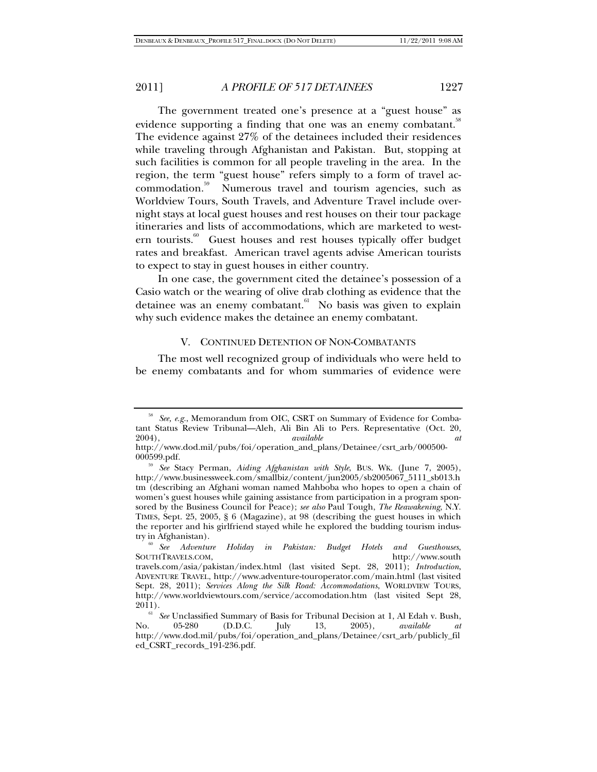The government treated one's presence at a "guest house" as evidence supporting a finding that one was an enemy combatant.[58] The evidence against 27% of the detainees included their residences while traveling through Afghanistan and Pakistan. But, stopping at such facilities is common for all people traveling in the area. In the region, the term "guest house" refers simply to a form of travel accommodation.[59] Numerous travel and tourism agencies, such as Worldview Tours, South Travels, and Adventure Travel include overnight stays at local guest houses and rest houses on their tour package itineraries and lists of accommodations, which are marketed to western tourists.[60] Guest houses and rest houses typically offer budget rates and breakfast. American travel agents advise American tourists to expect to stay in guest houses in either country.

In one case, the government cited the detainee's possession of a Casio watch or the wearing of olive drab clothing as evidence that the detainee was an enemy combatant.[61] No basis was given to explain why such evidence makes the detainee an enemy combatant.

## V. CONTINUED DETENTION OF NON-COMBATANTS

The most well recognized group of individuals who were held to be enemy combatants and for whom summaries of evidence were

---

[58] *See, e.g.*, Memorandum from OIC, CSRT on Summary of Evidence for Combatant Status Review Tribunal—Aleh, Ali Bin Ali to Pers. Representative (Oct. 20, 2004), *available at* http://www.dod.mil/pubs/foi/operation_and_plans/Detainee/csrt_arb/000500-000599.pdf.

[59] *See* Stacy Perman, *Aiding Afghanistan with Style*, BUS. WK. (June 7, 2005), http://www.businessweek.com/smallbiz/content/jun2005/sb2005067_5111_sb013.htm (describing an Afghani woman named Mahboba who hopes to open a chain of women's guest houses while gaining assistance from participation in a program sponsored by the Business Council for Peace); *see also* Paul Tough, *The Reawakening*, N.Y. TIMES, Sept. 25, 2005, § 6 (Magazine), at 98 (describing the guest houses in which the reporter and his girlfriend stayed while he explored the budding tourism industry in Afghanistan).

[60] *See Adventure Holiday in Pakistan: Budget Hotels and Guesthouses*, SOUTHTRAVELS.COM, http://www.southtravels.com/asia/pakistan/index.html (last visited Sept. 28, 2011); *Introduction*, ADVENTURE TRAVEL, http://www.adventure-touroperator.com/main.html (last visited Sept. 28, 2011); *Services Along the Silk Road: Accommodations*, WORLDVIEW TOURS, http://www.worldviewtours.com/service/accomodation.htm (last visited Sept 28, 2011).

[61] *See* Unclassified Summary of Basis for Tribunal Decision at 1, Al Edah v. Bush, No. 05-280 (D.D.C. July 13, 2005), *available at* http://www.dod.mil/pubs/foi/operation_and_plans/Detainee/csrt_arb/publicly_filed_CSRT_records_191-236.pdf.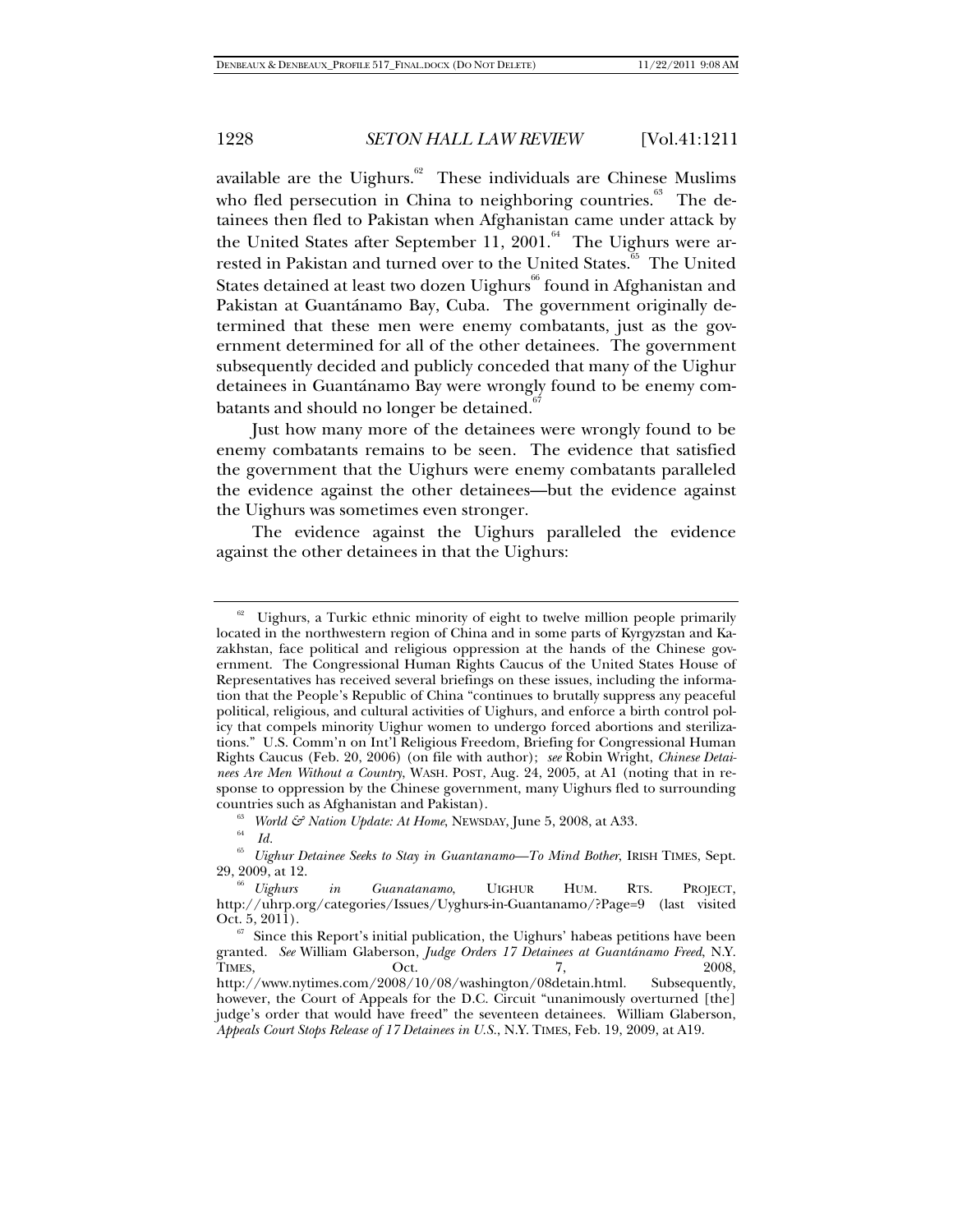available are the Uighurs.[62] These individuals are Chinese Muslims who fled persecution in China to neighboring countries.[63] The detainees then fled to Pakistan when Afghanistan came under attack by the United States after September 11, 2001.[64] The Uighurs were arrested in Pakistan and turned over to the United States.[65] The United States detained at least two dozen Uighurs[66] found in Afghanistan and Pakistan at Guantánamo Bay, Cuba. The government originally determined that these men were enemy combatants, just as the government determined for all of the other detainees. The government subsequently decided and publicly conceded that many of the Uighur detainees in Guantánamo Bay were wrongly found to be enemy combatants and should no longer be detained.[67]

Just how many more of the detainees were wrongly found to be enemy combatants remains to be seen. The evidence that satisfied the government that the Uighurs were enemy combatants paralleled the evidence against the other detainees—but the evidence against the Uighurs was sometimes even stronger.

The evidence against the Uighurs paralleled the evidence against the other detainees in that the Uighurs:

---

[62] Uighurs, a Turkic ethnic minority of eight to twelve million people primarily located in the northwestern region of China and in some parts of Kyrgyzstan and Kazakhstan, face political and religious oppression at the hands of the Chinese government. The Congressional Human Rights Caucus of the United States House of Representatives has received several briefings on these issues, including the information that the People's Republic of China "continues to brutally suppress any peaceful political, religious, and cultural activities of Uighurs, and enforce a birth control policy that compels minority Uighur women to undergo forced abortions and sterilizations." U.S. Comm'n on Int'l Religious Freedom, Briefing for Congressional Human Rights Caucus (Feb. 20, 2006) (on file with author); *see* Robin Wright, *Chinese Detainees Are Men Without a Country*, WASH. POST, Aug. 24, 2005, at A1 (noting that in response to oppression by the Chinese government, many Uighurs fled to surrounding countries such as Afghanistan and Pakistan).

[63] *World & Nation Update: At Home*, NEWSDAY, June 5, 2008, at A33.

[64] *Id.*

[65] *Uighur Detainee Seeks to Stay in Guantanamo—To Mind Bother*, IRISH TIMES, Sept. 29, 2009, at 12.

[66] *Uighurs in Guanatanamo*, UIGHUR HUM. RTS. PROJECT, http://uhrp.org/categories/Issues/Uyghurs-in-Guantanamo/?Page=9 (last visited Oct. 5, 2011).

[67] Since this Report's initial publication, the Uighurs' habeas petitions have been granted. *See* William Glaberson, *Judge Orders 17 Detainees at Guantánamo Freed*, N.Y. TIMES, Oct. 7, 2008, http://www.nytimes.com/2008/10/08/washington/08detain.html. Subsequently, however, the Court of Appeals for the D.C. Circuit "unanimously overturned [the] judge's order that would have freed" the seventeen detainees. William Glaberson, *Appeals Court Stops Release of 17 Detainees in U.S.*, N.Y. TIMES, Feb. 19, 2009, at A19.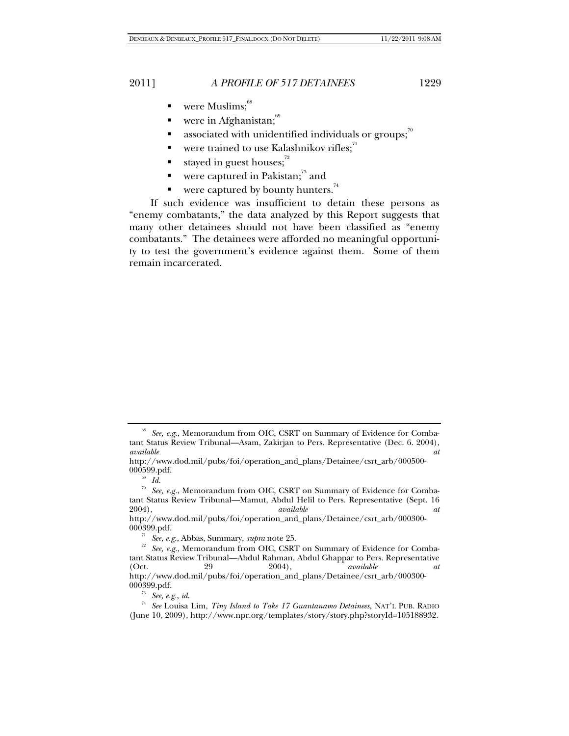- were Muslims;[68]
- were in Afghanistan;[69]
- associated with unidentified individuals or groups;[70]
- were trained to use Kalashnikov rifles;[71]
- stayed in guest houses;[72]
- were captured in Pakistan;[73] and
- were captured by bounty hunters.[74]

If such evidence was insufficient to detain these persons as "enemy combatants," the data analyzed by this Report suggests that many other detainees should not have been classified as "enemy combatants." The detainees were afforded no meaningful opportunity to test the government's evidence against them. Some of them remain incarcerated.

---

[68] *See, e.g.*, Memorandum from OIC, CSRT on Summary of Evidence for Combatant Status Review Tribunal—Asam, Zakirjan to Pers. Representative (Dec. 6. 2004), *available at* http://www.dod.mil/pubs/foi/operation_and_plans/Detainee/csrt_arb/000500-000599.pdf.

[69] *Id.*

[70] *See, e.g.*, Memorandum from OIC, CSRT on Summary of Evidence for Combatant Status Review Tribunal—Mamut, Abdul Helil to Pers. Representative (Sept. 16 2004), *available at* http://www.dod.mil/pubs/foi/operation_and_plans/Detainee/csrt_arb/000300-000399.pdf.

[71] *See, e.g.*, Abbas, Summary, *supra* note 25.

[72] *See, e.g.*, Memorandum from OIC, CSRT on Summary of Evidence for Combatant Status Review Tribunal—Abdul Rahman, Abdul Ghappar to Pers. Representative (Oct. 29 2004), *available at* http://www.dod.mil/pubs/foi/operation_and_plans/Detainee/csrt_arb/000300-000399.pdf.

[73] *See, e.g.*, *id.*

[74] *See* Louisa Lim, *Tiny Island to Take 17 Guantanamo Detainees*, NAT'L PUB. RADIO (June 10, 2009), http://www.npr.org/templates/story/story.php?storyId=105188932.